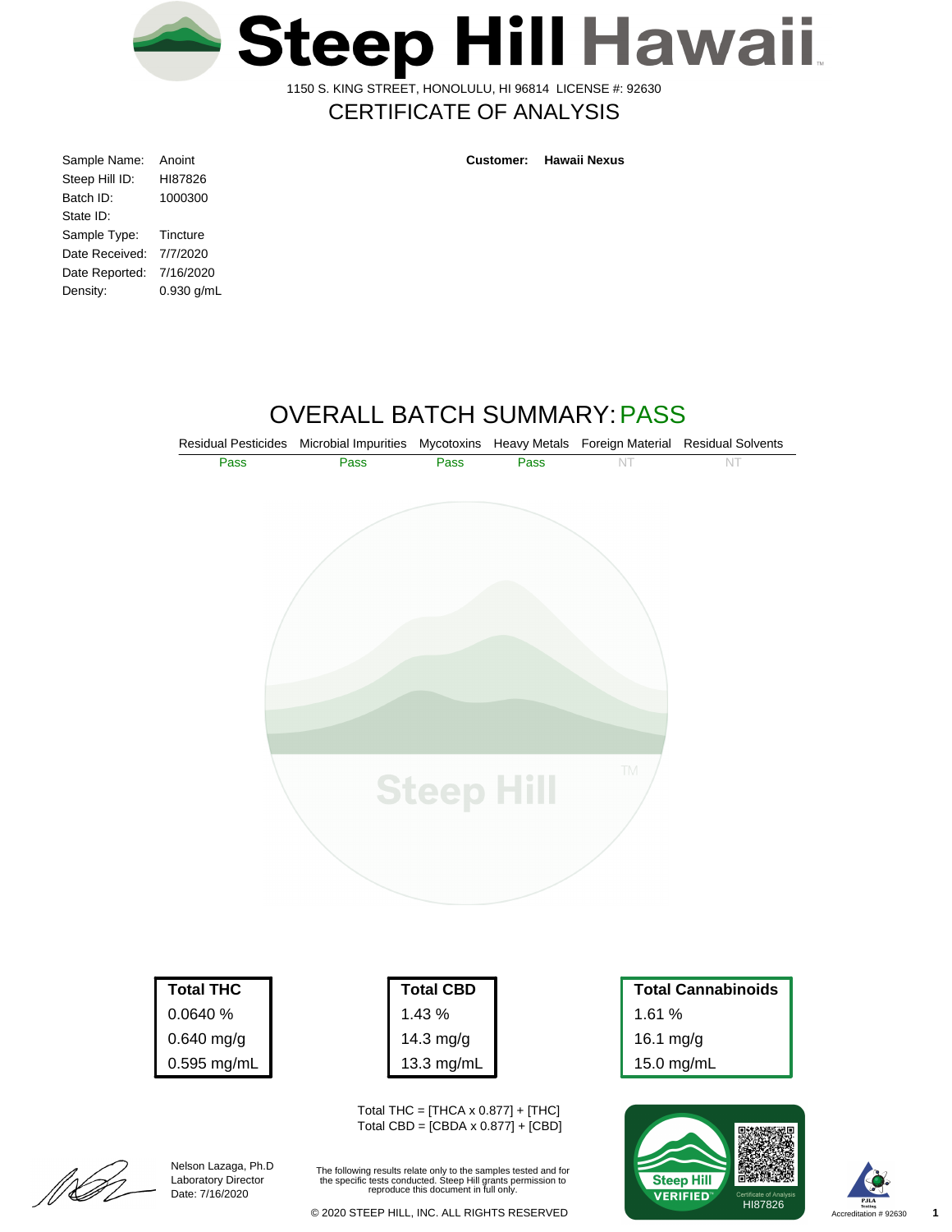# Steep Hill Hawaii

1150 S. KING STREET, HONOLULU, HI 96814 LICENSE #: 92630

## CERTIFICATE OF ANALYSIS

| | |
|---|---|
| Sample Name: | Anoint |
| Steep Hill ID: | HI87826 |
| Batch ID: | 1000300 |
| State ID: | |
| Sample Type: | Tincture |
| Date Received: | 7/7/2020 |
| Date Reported: | 7/16/2020 |
| Density: | 0.930 g/mL |

**Customer: Hawaii Nexus**

## OVERALL BATCH SUMMARY: PASS

| Residual Pesticides | Microbial Impurities | Mycotoxins | Heavy Metals | Foreign Material | Residual Solvents |
|---|---|---|---|---|---|
| Pass | Pass | Pass | Pass | NT | NT |

| Total THC | Total CBD | Total Cannabinoids |
|---|---|---|
| 0.0640 % | 1.43 % | 1.61 % |
| 0.640 mg/g | 14.3 mg/g | 16.1 mg/g |
| 0.595 mg/mL | 13.3 mg/mL | 15.0 mg/mL |

Total THC = [THCA x 0.877] + [THC]
Total CBD = [CBDA x 0.877] + [CBD]

Nelson Lazaga, Ph.D
Laboratory Director
Date: 7/16/2020

The following results relate only to the samples tested and for the specific tests conducted. Steep Hill grants permission to reproduce this document in full only.

© 2020 STEEP HILL, INC. ALL RIGHTS RESERVED

Steep Hill VERIFIED — Certificate of Analysis HI87826

Accreditation # 92630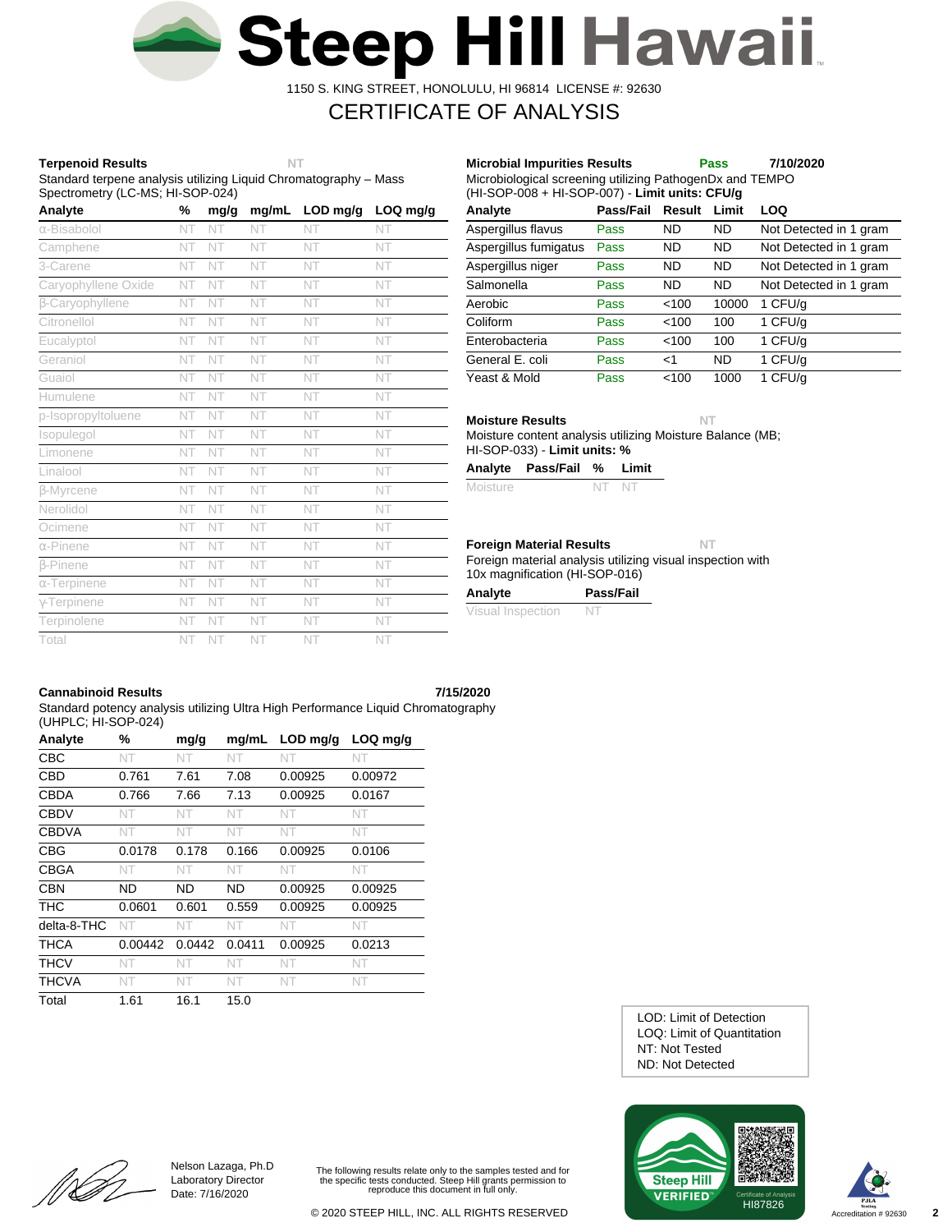# Steep Hill Hawaii

1150 S. KING STREET, HONOLULU, HI 96814 LICENSE #: 92630

## CERTIFICATE OF ANALYSIS

### Terpenoid Results — NT

Standard terpene analysis utilizing Liquid Chromatography – Mass Spectrometry (LC-MS; HI-SOP-024)

| Analyte | % | mg/g | mg/mL | LOD mg/g | LOQ mg/g |
|---|---|---|---|---|---|
| α-Bisabolol | NT | NT | NT | NT | NT |
| Camphene | NT | NT | NT | NT | NT |
| 3-Carene | NT | NT | NT | NT | NT |
| Caryophyllene Oxide | NT | NT | NT | NT | NT |
| β-Caryophyllene | NT | NT | NT | NT | NT |
| Citronellol | NT | NT | NT | NT | NT |
| Eucalyptol | NT | NT | NT | NT | NT |
| Geraniol | NT | NT | NT | NT | NT |
| Guaiol | NT | NT | NT | NT | NT |
| Humulene | NT | NT | NT | NT | NT |
| p-Isopropyltoluene | NT | NT | NT | NT | NT |
| Isopulegol | NT | NT | NT | NT | NT |
| Limonene | NT | NT | NT | NT | NT |
| Linalool | NT | NT | NT | NT | NT |
| β-Myrcene | NT | NT | NT | NT | NT |
| Nerolidol | NT | NT | NT | NT | NT |
| Ocimene | NT | NT | NT | NT | NT |
| α-Pinene | NT | NT | NT | NT | NT |
| β-Pinene | NT | NT | NT | NT | NT |
| α-Terpinene | NT | NT | NT | NT | NT |
| γ-Terpinene | NT | NT | NT | NT | NT |
| Terpinolene | NT | NT | NT | NT | NT |
| Total | NT | NT | NT | NT | NT |

### Microbial Impurities Results — Pass — 7/10/2020

Microbiological screening utilizing PathogenDx and TEMPO (HI-SOP-008 + HI-SOP-007) - **Limit units: CFU/g**

| Analyte | Pass/Fail | Result | Limit | LOQ |
|---|---|---|---|---|
| Aspergillus flavus | Pass | ND | ND | Not Detected in 1 gram |
| Aspergillus fumigatus | Pass | ND | ND | Not Detected in 1 gram |
| Aspergillus niger | Pass | ND | ND | Not Detected in 1 gram |
| Salmonella | Pass | ND | ND | Not Detected in 1 gram |
| Aerobic | Pass | <100 | 10000 | 1 CFU/g |
| Coliform | Pass | <100 | 100 | 1 CFU/g |
| Enterobacteria | Pass | <100 | 100 | 1 CFU/g |
| General E. coli | Pass | <1 | ND | 1 CFU/g |
| Yeast & Mold | Pass | <100 | 1000 | 1 CFU/g |

### Moisture Results — NT

Moisture content analysis utilizing Moisture Balance (MB; HI-SOP-033) - **Limit units: %**

| Analyte | Pass/Fail | % | Limit |
|---|---|---|---|
| Moisture | | NT | NT |

### Foreign Material Results — NT

Foreign material analysis utilizing visual inspection with 10x magnification (HI-SOP-016)

| Analyte | Pass/Fail |
|---|---|
| Visual Inspection | NT |

### Cannabinoid Results — 7/15/2020

Standard potency analysis utilizing Ultra High Performance Liquid Chromatography (UHPLC; HI-SOP-024)

| Analyte | % | mg/g | mg/mL | LOD mg/g | LOQ mg/g |
|---|---|---|---|---|---|
| CBC | NT | NT | NT | NT | NT |
| CBD | 0.761 | 7.61 | 7.08 | 0.00925 | 0.00972 |
| CBDA | 0.766 | 7.66 | 7.13 | 0.00925 | 0.0167 |
| CBDV | NT | NT | NT | NT | NT |
| CBDVA | NT | NT | NT | NT | NT |
| CBG | 0.0178 | 0.178 | 0.166 | 0.00925 | 0.0106 |
| CBGA | NT | NT | NT | NT | NT |
| CBN | ND | ND | ND | 0.00925 | 0.00925 |
| THC | 0.0601 | 0.601 | 0.559 | 0.00925 | 0.00925 |
| delta-8-THC | NT | NT | NT | NT | NT |
| THCA | 0.00442 | 0.0442 | 0.0411 | 0.00925 | 0.0213 |
| THCV | NT | NT | NT | NT | NT |
| THCVA | NT | NT | NT | NT | NT |
| Total | 1.61 | 16.1 | 15.0 | | |

LOD: Limit of Detection
LOQ: Limit of Quantitation
NT: Not Tested
ND: Not Detected

Nelson Lazaga, Ph.D
Laboratory Director
Date: 7/16/2020

The following results relate only to the samples tested and for the specific tests conducted. Steep Hill grants permission to reproduce this document in full only.

© 2020 STEEP HILL, INC. ALL RIGHTS RESERVED

Steep Hill VERIFIED — Certificate of Analysis HI87826

PJLA Testing Accreditation # 92630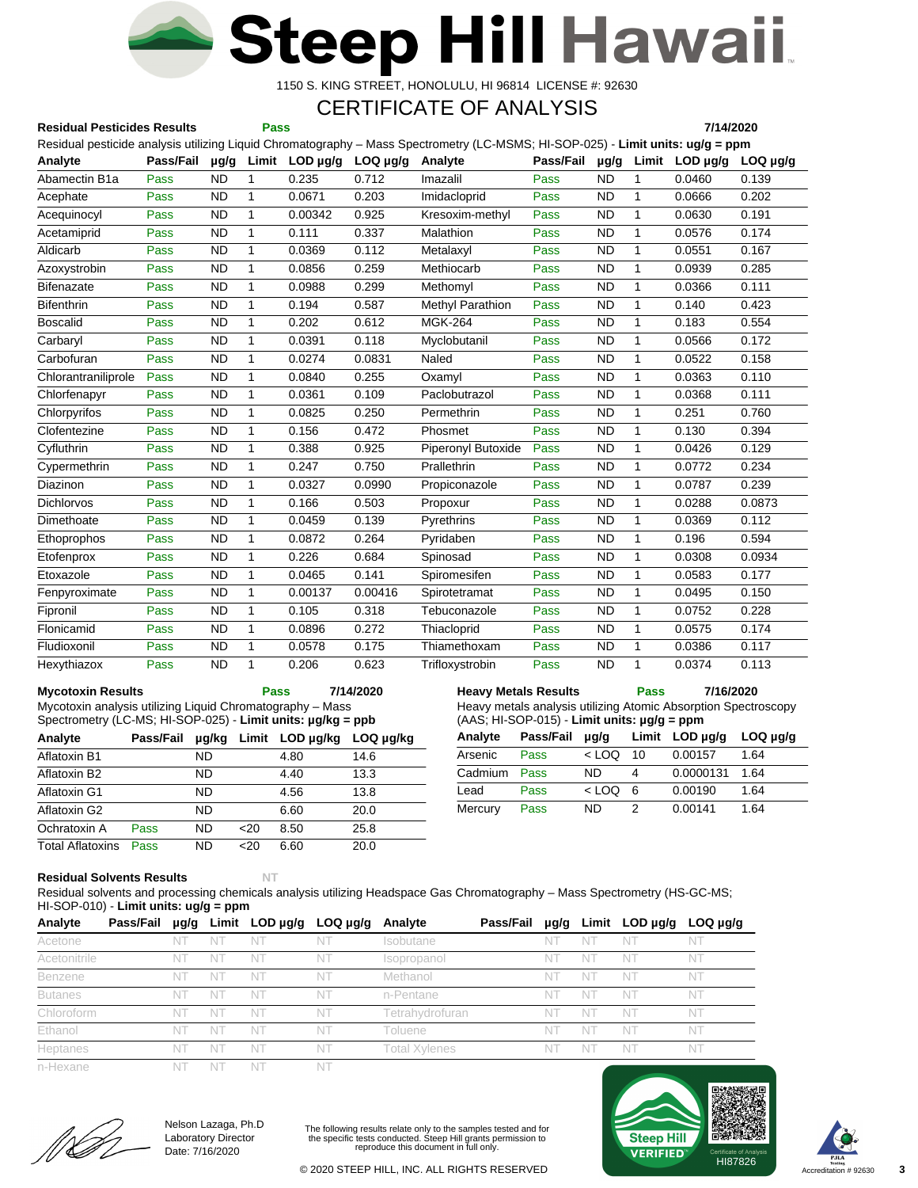# Steep Hill Hawaii

1150 S. KING STREET, HONOLULU, HI 96814 LICENSE #: 92630

## CERTIFICATE OF ANALYSIS

**Residual Pesticides Results** Pass 7/14/2020

Residual pesticide analysis utilizing Liquid Chromatography – Mass Spectrometry (LC-MSMS; HI-SOP-025) - **Limit units: ug/g = ppm**

| Analyte | Pass/Fail | µg/g | Limit | LOD µg/g | LOQ µg/g | Analyte | Pass/Fail | µg/g | Limit | LOD µg/g | LOQ µg/g |
|---|---|---|---|---|---|---|---|---|---|---|---|
| Abamectin B1a | Pass | ND | 1 | 0.235 | 0.712 | Imazalil | Pass | ND | 1 | 0.0460 | 0.139 |
| Acephate | Pass | ND | 1 | 0.0671 | 0.203 | Imidacloprid | Pass | ND | 1 | 0.0666 | 0.202 |
| Acequinocyl | Pass | ND | 1 | 0.00342 | 0.925 | Kresoxim-methyl | Pass | ND | 1 | 0.0630 | 0.191 |
| Acetamiprid | Pass | ND | 1 | 0.111 | 0.337 | Malathion | Pass | ND | 1 | 0.0576 | 0.174 |
| Aldicarb | Pass | ND | 1 | 0.0369 | 0.112 | Metalaxyl | Pass | ND | 1 | 0.0551 | 0.167 |
| Azoxystrobin | Pass | ND | 1 | 0.0856 | 0.259 | Methiocarb | Pass | ND | 1 | 0.0939 | 0.285 |
| Bifenazate | Pass | ND | 1 | 0.0988 | 0.299 | Methomyl | Pass | ND | 1 | 0.0366 | 0.111 |
| Bifenthrin | Pass | ND | 1 | 0.194 | 0.587 | Methyl Parathion | Pass | ND | 1 | 0.140 | 0.423 |
| Boscalid | Pass | ND | 1 | 0.202 | 0.612 | MGK-264 | Pass | ND | 1 | 0.183 | 0.554 |
| Carbaryl | Pass | ND | 1 | 0.0391 | 0.118 | Myclobutanil | Pass | ND | 1 | 0.0566 | 0.172 |
| Carbofuran | Pass | ND | 1 | 0.0274 | 0.0831 | Naled | Pass | ND | 1 | 0.0522 | 0.158 |
| Chlorantraniliprole | Pass | ND | 1 | 0.0840 | 0.255 | Oxamyl | Pass | ND | 1 | 0.0363 | 0.110 |
| Chlorfenapyr | Pass | ND | 1 | 0.0361 | 0.109 | Paclobutrazol | Pass | ND | 1 | 0.0368 | 0.111 |
| Chlorpyrifos | Pass | ND | 1 | 0.0825 | 0.250 | Permethrin | Pass | ND | 1 | 0.251 | 0.760 |
| Clofentezine | Pass | ND | 1 | 0.156 | 0.472 | Phosmet | Pass | ND | 1 | 0.130 | 0.394 |
| Cyfluthrin | Pass | ND | 1 | 0.388 | 0.925 | Piperonyl Butoxide | Pass | ND | 1 | 0.0426 | 0.129 |
| Cypermethrin | Pass | ND | 1 | 0.247 | 0.750 | Prallethrin | Pass | ND | 1 | 0.0772 | 0.234 |
| Diazinon | Pass | ND | 1 | 0.0327 | 0.0990 | Propiconazole | Pass | ND | 1 | 0.0787 | 0.239 |
| Dichlorvos | Pass | ND | 1 | 0.166 | 0.503 | Propoxur | Pass | ND | 1 | 0.0288 | 0.0873 |
| Dimethoate | Pass | ND | 1 | 0.0459 | 0.139 | Pyrethrins | Pass | ND | 1 | 0.0369 | 0.112 |
| Ethoprophos | Pass | ND | 1 | 0.0872 | 0.264 | Pyridaben | Pass | ND | 1 | 0.196 | 0.594 |
| Etofenprox | Pass | ND | 1 | 0.226 | 0.684 | Spinosad | Pass | ND | 1 | 0.0308 | 0.0934 |
| Etoxazole | Pass | ND | 1 | 0.0465 | 0.141 | Spiromesifen | Pass | ND | 1 | 0.0583 | 0.177 |
| Fenpyroximate | Pass | ND | 1 | 0.00137 | 0.00416 | Spirotetramat | Pass | ND | 1 | 0.0495 | 0.150 |
| Fipronil | Pass | ND | 1 | 0.105 | 0.318 | Tebuconazole | Pass | ND | 1 | 0.0752 | 0.228 |
| Flonicamid | Pass | ND | 1 | 0.0896 | 0.272 | Thiacloprid | Pass | ND | 1 | 0.0575 | 0.174 |
| Fludioxonil | Pass | ND | 1 | 0.0578 | 0.175 | Thiamethoxam | Pass | ND | 1 | 0.0386 | 0.117 |
| Hexythiazox | Pass | ND | 1 | 0.206 | 0.623 | Trifloxystrobin | Pass | ND | 1 | 0.0374 | 0.113 |

**Mycotoxin Results** Pass 7/14/2020

Mycotoxin analysis utilizing Liquid Chromatography – Mass Spectrometry (LC-MS; HI-SOP-025) - **Limit units: µg/kg = ppb**

| Analyte | Pass/Fail | µg/kg | Limit | LOD µg/kg | LOQ µg/kg |
|---|---|---|---|---|---|
| Aflatoxin B1 | | ND | | 4.80 | 14.6 |
| Aflatoxin B2 | | ND | | 4.40 | 13.3 |
| Aflatoxin G1 | | ND | | 4.56 | 13.8 |
| Aflatoxin G2 | | ND | | 6.60 | 20.0 |
| Ochratoxin A | Pass | ND | <20 | 8.50 | 25.8 |
| Total Aflatoxins | Pass | ND | <20 | 6.60 | 20.0 |

**Heavy Metals Results** Pass 7/16/2020

Heavy metals analysis utilizing Atomic Absorption Spectroscopy (AAS; HI-SOP-015) - **Limit units: µg/g = ppm**

| Analyte | Pass/Fail | µg/g | Limit | LOD µg/g | LOQ µg/g |
|---|---|---|---|---|---|
| Arsenic | Pass | < LOQ | 10 | 0.00157 | 1.64 |
| Cadmium | Pass | ND | 4 | 0.0000131 | 1.64 |
| Lead | Pass | < LOQ | 6 | 0.00190 | 1.64 |
| Mercury | Pass | ND | 2 | 0.00141 | 1.64 |

**Residual Solvents Results** NT

Residual solvents and processing chemicals analysis utilizing Headspace Gas Chromatography – Mass Spectrometry (HS-GC-MS; HI-SOP-010) - **Limit units: ug/g = ppm**

| Analyte | Pass/Fail | µg/g | Limit | LOD µg/g | LOQ µg/g | Analyte | Pass/Fail | µg/g | Limit | LOD µg/g | LOQ µg/g |
|---|---|---|---|---|---|---|---|---|---|---|---|
| Acetone | | NT | NT | NT | NT | Isobutane | | NT | NT | NT | NT |
| Acetonitrile | | NT | NT | NT | NT | Isopropanol | | NT | NT | NT | NT |
| Benzene | | NT | NT | NT | NT | Methanol | | NT | NT | NT | NT |
| Butanes | | NT | NT | NT | NT | n-Pentane | | NT | NT | NT | NT |
| Chloroform | | NT | NT | NT | NT | Tetrahydrofuran | | NT | NT | NT | NT |
| Ethanol | | NT | NT | NT | NT | Toluene | | NT | NT | NT | NT |
| Heptanes | | NT | NT | NT | NT | Total Xylenes | | NT | NT | NT | NT |
| n-Hexane | | NT | NT | NT | NT | | | | | | |

Nelson Lazaga, Ph.D
Laboratory Director
Date: 7/16/2020

The following results relate only to the samples tested and for the specific tests conducted. Steep Hill grants permission to reproduce this document in full only.

© 2020 STEEP HILL, INC. ALL RIGHTS RESERVED

Steep Hill VERIFIED — Certificate of Analysis HI87826

PJLA Testing — Accreditation # 92630